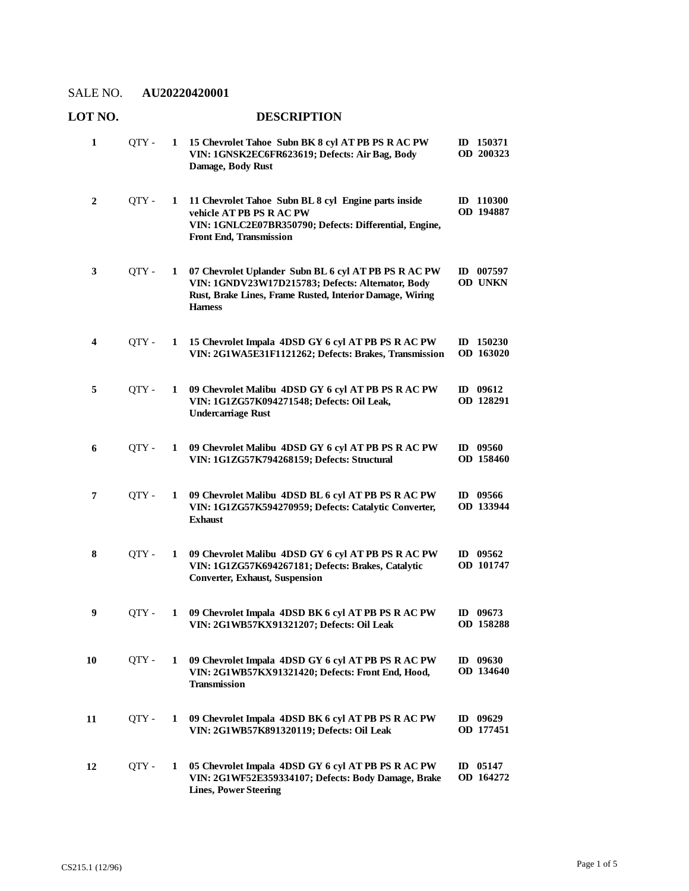SALE NO. **AU20220420001**

| LOT NO. | | | DESCRIPTION | |
|---|---|---|---|---|
| **1** | QTY - | **1** | **15 Chevrolet Tahoe Subn BK 8 cyl AT PB PS R AC PW VIN: 1GNSK2EC6FR623619; Defects: Air Bag, Body Damage, Body Rust** | **ID 150371 OD 200323** |
| **2** | QTY - | **1** | **11 Chevrolet Tahoe Subn BL 8 cyl Engine parts inside vehicle AT PB PS R AC PW VIN: 1GNLC2E07BR350790; Defects: Differential, Engine, Front End, Transmission** | **ID 110300 OD 194887** |
| **3** | QTY - | **1** | **07 Chevrolet Uplander Subn BL 6 cyl AT PB PS R AC PW VIN: 1GNDV23W17D215783; Defects: Alternator, Body Rust, Brake Lines, Frame Rusted, Interior Damage, Wiring Harness** | **ID 007597 OD UNKN** |
| **4** | QTY - | **1** | **15 Chevrolet Impala 4DSD GY 6 cyl AT PB PS R AC PW VIN: 2G1WA5E31F1121262; Defects: Brakes, Transmission** | **ID 150230 OD 163020** |
| **5** | QTY - | **1** | **09 Chevrolet Malibu 4DSD GY 6 cyl AT PB PS R AC PW VIN: 1G1ZG57K094271548; Defects: Oil Leak, Undercarriage Rust** | **ID 09612 OD 128291** |
| **6** | QTY - | **1** | **09 Chevrolet Malibu 4DSD GY 6 cyl AT PB PS R AC PW VIN: 1G1ZG57K794268159; Defects: Structural** | **ID 09560 OD 158460** |
| **7** | QTY - | **1** | **09 Chevrolet Malibu 4DSD BL 6 cyl AT PB PS R AC PW VIN: 1G1ZG57K594270959; Defects: Catalytic Converter, Exhaust** | **ID 09566 OD 133944** |
| **8** | QTY - | **1** | **09 Chevrolet Malibu 4DSD GY 6 cyl AT PB PS R AC PW VIN: 1G1ZG57K694267181; Defects: Brakes, Catalytic Converter, Exhaust, Suspension** | **ID 09562 OD 101747** |
| **9** | QTY - | **1** | **09 Chevrolet Impala 4DSD BK 6 cyl AT PB PS R AC PW VIN: 2G1WB57KX91321207; Defects: Oil Leak** | **ID 09673 OD 158288** |
| **10** | QTY - | **1** | **09 Chevrolet Impala 4DSD GY 6 cyl AT PB PS R AC PW VIN: 2G1WB57KX91321420; Defects: Front End, Hood, Transmission** | **ID 09630 OD 134640** |
| **11** | QTY - | **1** | **09 Chevrolet Impala 4DSD BK 6 cyl AT PB PS R AC PW VIN: 2G1WB57K891320119; Defects: Oil Leak** | **ID 09629 OD 177451** |
| **12** | QTY - | **1** | **05 Chevrolet Impala 4DSD GY 6 cyl AT PB PS R AC PW VIN: 2G1WF52E359334107; Defects: Body Damage, Brake Lines, Power Steering** | **ID 05147 OD 164272** |

CS215.1 (12/96)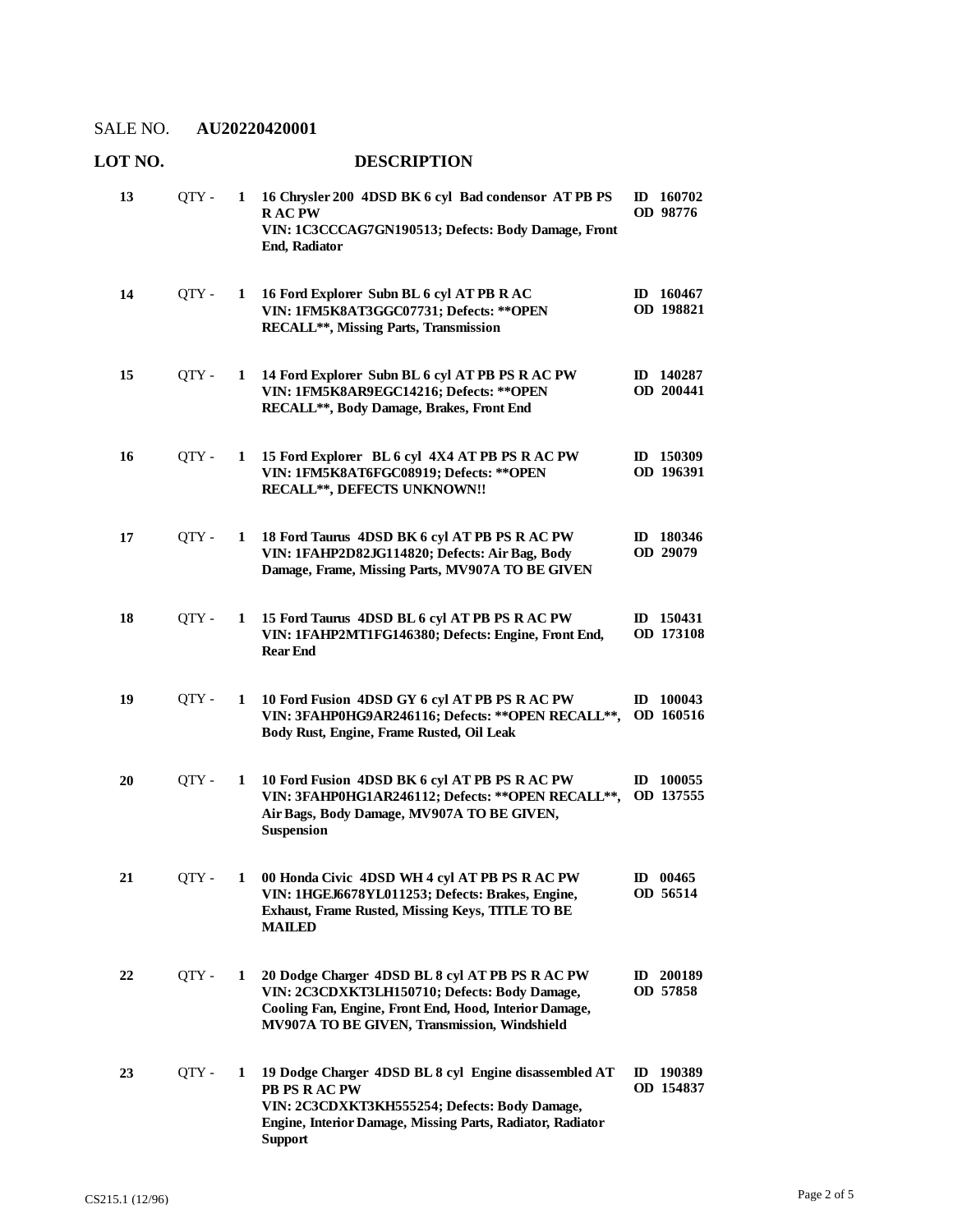SALE NO. **AU20220420001**

| LOT NO. | | | DESCRIPTION | |
|---|---|---|---|---|
| 13 | QTY - | 1 | **16 Chrysler 200 4DSD BK 6 cyl Bad condensor AT PB PS R AC PW VIN: 1C3CCCAG7GN190513; Defects: Body Damage, Front End, Radiator** | **ID 160702 OD 98776** |
| 14 | QTY - | 1 | **16 Ford Explorer Subn BL 6 cyl AT PB R AC VIN: 1FM5K8AT3GGC07731; Defects: **OPEN RECALL**, Missing Parts, Transmission** | **ID 160467 OD 198821** |
| 15 | QTY - | 1 | **14 Ford Explorer Subn BL 6 cyl AT PB PS R AC PW VIN: 1FM5K8AR9EGC14216; Defects: **OPEN RECALL**, Body Damage, Brakes, Front End** | **ID 140287 OD 200441** |
| 16 | QTY - | 1 | **15 Ford Explorer BL 6 cyl 4X4 AT PB PS R AC PW VIN: 1FM5K8AT6FGC08919; Defects: **OPEN RECALL**, DEFECTS UNKNOWN!!** | **ID 150309 OD 196391** |
| 17 | QTY - | 1 | **18 Ford Taurus 4DSD BK 6 cyl AT PB PS R AC PW VIN: 1FAHP2D82JG114820; Defects: Air Bag, Body Damage, Frame, Missing Parts, MV907A TO BE GIVEN** | **ID 180346 OD 29079** |
| 18 | QTY - | 1 | **15 Ford Taurus 4DSD BL 6 cyl AT PB PS R AC PW VIN: 1FAHP2MT1FG146380; Defects: Engine, Front End, Rear End** | **ID 150431 OD 173108** |
| 19 | QTY - | 1 | **10 Ford Fusion 4DSD GY 6 cyl AT PB PS R AC PW VIN: 3FAHP0HG9AR246116; Defects: **OPEN RECALL**, Body Rust, Engine, Frame Rusted, Oil Leak** | **ID 100043 OD 160516** |
| 20 | QTY - | 1 | **10 Ford Fusion 4DSD BK 6 cyl AT PB PS R AC PW VIN: 3FAHP0HG1AR246112; Defects: **OPEN RECALL**, Air Bags, Body Damage, MV907A TO BE GIVEN, Suspension** | **ID 100055 OD 137555** |
| 21 | QTY - | 1 | **00 Honda Civic 4DSD WH 4 cyl AT PB PS R AC PW VIN: 1HGEJ6678YL011253; Defects: Brakes, Engine, Exhaust, Frame Rusted, Missing Keys, TITLE TO BE MAILED** | **ID 00465 OD 56514** |
| 22 | QTY - | 1 | **20 Dodge Charger 4DSD BL 8 cyl AT PB PS R AC PW VIN: 2C3CDXKT3LH150710; Defects: Body Damage, Cooling Fan, Engine, Front End, Hood, Interior Damage, MV907A TO BE GIVEN, Transmission, Windshield** | **ID 200189 OD 57858** |
| 23 | QTY - | 1 | **19 Dodge Charger 4DSD BL 8 cyl Engine disassembled AT PB PS R AC PW VIN: 2C3CDXKT3KH555254; Defects: Body Damage, Engine, Interior Damage, Missing Parts, Radiator, Radiator Support** | **ID 190389 OD 154837** |

CS215.1 (12/96)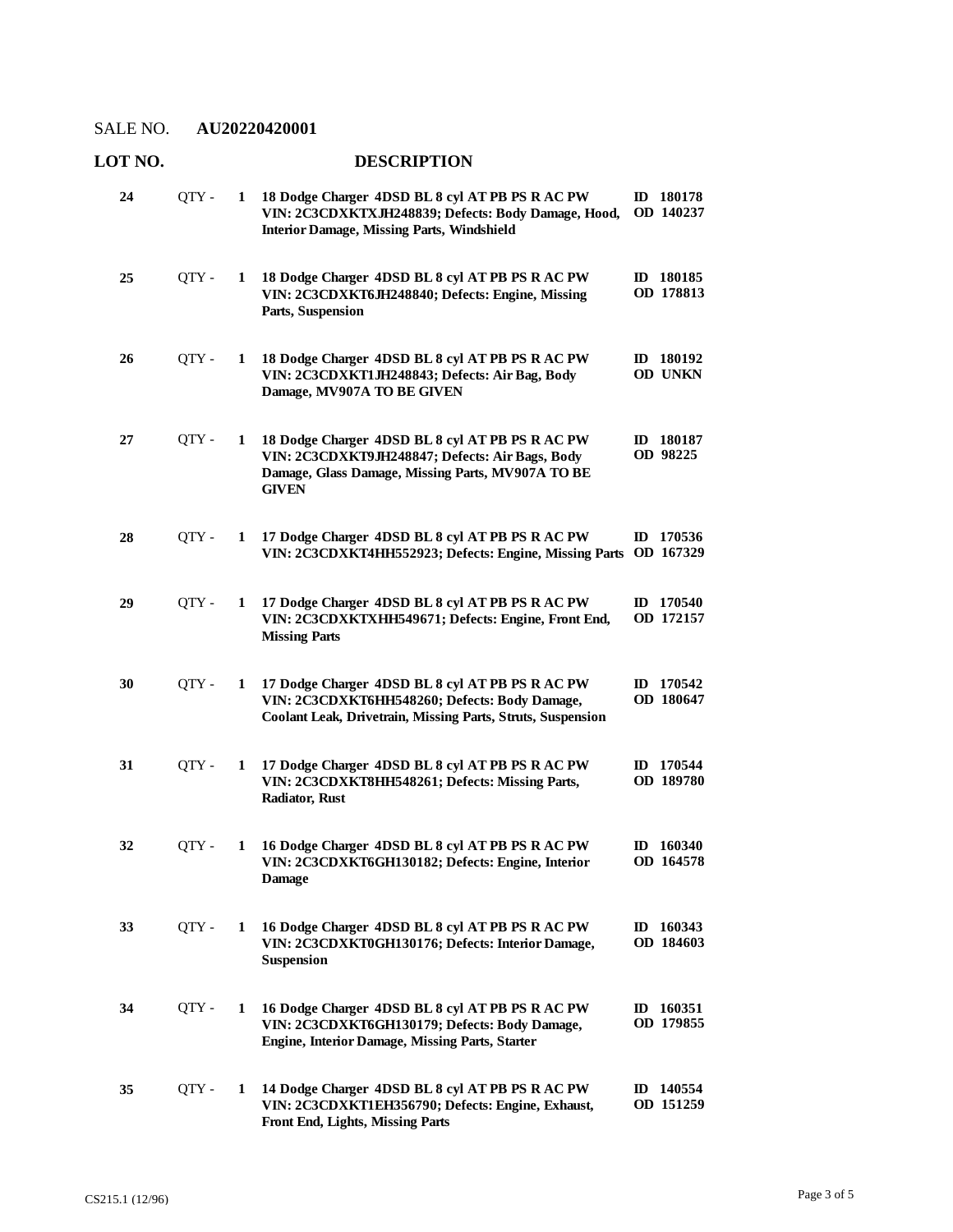SALE NO. **AU20220420001**

| LOT NO. | | | DESCRIPTION | |
|---|---|---|---|---|
| **24** | QTY - | **1** | **18 Dodge Charger 4DSD BL 8 cyl AT PB PS R AC PW VIN: 2C3CDXKTXJH248839; Defects: Body Damage, Hood, Interior Damage, Missing Parts, Windshield** | **ID 180178 OD 140237** |
| **25** | QTY - | **1** | **18 Dodge Charger 4DSD BL 8 cyl AT PB PS R AC PW VIN: 2C3CDXKT6JH248840; Defects: Engine, Missing Parts, Suspension** | **ID 180185 OD 178813** |
| **26** | QTY - | **1** | **18 Dodge Charger 4DSD BL 8 cyl AT PB PS R AC PW VIN: 2C3CDXKT1JH248843; Defects: Air Bag, Body Damage, MV907A TO BE GIVEN** | **ID 180192 OD UNKN** |
| **27** | QTY - | **1** | **18 Dodge Charger 4DSD BL 8 cyl AT PB PS R AC PW VIN: 2C3CDXKT9JH248847; Defects: Air Bags, Body Damage, Glass Damage, Missing Parts, MV907A TO BE GIVEN** | **ID 180187 OD 98225** |
| **28** | QTY - | **1** | **17 Dodge Charger 4DSD BL 8 cyl AT PB PS R AC PW VIN: 2C3CDXKT4HH552923; Defects: Engine, Missing Parts** | **ID 170536 OD 167329** |
| **29** | QTY - | **1** | **17 Dodge Charger 4DSD BL 8 cyl AT PB PS R AC PW VIN: 2C3CDXKTXHH549671; Defects: Engine, Front End, Missing Parts** | **ID 170540 OD 172157** |
| **30** | QTY - | **1** | **17 Dodge Charger 4DSD BL 8 cyl AT PB PS R AC PW VIN: 2C3CDXKT6HH548260; Defects: Body Damage, Coolant Leak, Drivetrain, Missing Parts, Struts, Suspension** | **ID 170542 OD 180647** |
| **31** | QTY - | **1** | **17 Dodge Charger 4DSD BL 8 cyl AT PB PS R AC PW VIN: 2C3CDXKT8HH548261; Defects: Missing Parts, Radiator, Rust** | **ID 170544 OD 189780** |
| **32** | QTY - | **1** | **16 Dodge Charger 4DSD BL 8 cyl AT PB PS R AC PW VIN: 2C3CDXKT6GH130182; Defects: Engine, Interior Damage** | **ID 160340 OD 164578** |
| **33** | QTY - | **1** | **16 Dodge Charger 4DSD BL 8 cyl AT PB PS R AC PW VIN: 2C3CDXKT0GH130176; Defects: Interior Damage, Suspension** | **ID 160343 OD 184603** |
| **34** | QTY - | **1** | **16 Dodge Charger 4DSD BL 8 cyl AT PB PS R AC PW VIN: 2C3CDXKT6GH130179; Defects: Body Damage, Engine, Interior Damage, Missing Parts, Starter** | **ID 160351 OD 179855** |
| **35** | QTY - | **1** | **14 Dodge Charger 4DSD BL 8 cyl AT PB PS R AC PW VIN: 2C3CDXKT1EH356790; Defects: Engine, Exhaust, Front End, Lights, Missing Parts** | **ID 140554 OD 151259** |

CS215.1 (12/96)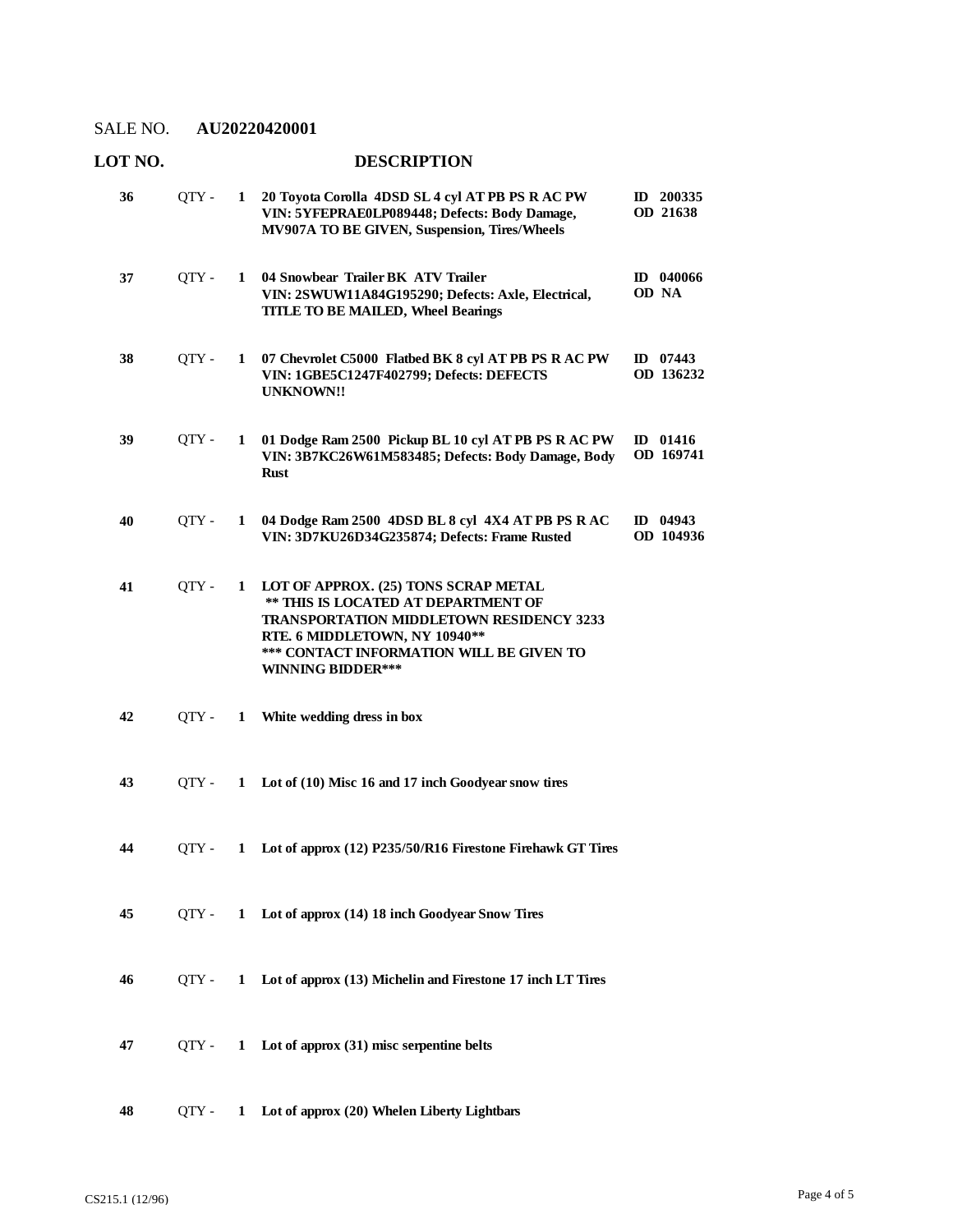SALE NO. **AU20220420001**

| LOT NO. | | | DESCRIPTION | |
|---|---|---|---|---|
| 36 | QTY - | 1 | **20 Toyota Corolla 4DSD SL 4 cyl AT PB PS R AC PW VIN: 5YFEPRAE0LP089448; Defects: Body Damage, MV907A TO BE GIVEN, Suspension, Tires/Wheels** | **ID 200335 OD 21638** |
| 37 | QTY - | 1 | **04 Snowbear Trailer BK ATV Trailer VIN: 2SWUW11A84G195290; Defects: Axle, Electrical, TITLE TO BE MAILED, Wheel Bearings** | **ID 040066 OD NA** |
| 38 | QTY - | 1 | **07 Chevrolet C5000 Flatbed BK 8 cyl AT PB PS R AC PW VIN: 1GBE5C1247F402799; Defects: DEFECTS UNKNOWN!!** | **ID 07443 OD 136232** |
| 39 | QTY - | 1 | **01 Dodge Ram 2500 Pickup BL 10 cyl AT PB PS R AC PW VIN: 3B7KC26W61M583485; Defects: Body Damage, Body Rust** | **ID 01416 OD 169741** |
| 40 | QTY - | 1 | **04 Dodge Ram 2500 4DSD BL 8 cyl 4X4 AT PB PS R AC VIN: 3D7KU26D34G235874; Defects: Frame Rusted** | **ID 04943 OD 104936** |
| 41 | QTY - | 1 | **LOT OF APPROX. (25) TONS SCRAP METAL ** THIS IS LOCATED AT DEPARTMENT OF TRANSPORTATION MIDDLETOWN RESIDENCY 3233 RTE. 6 MIDDLETOWN, NY 10940** *** CONTACT INFORMATION WILL BE GIVEN TO WINNING BIDDER**\*** | |
| 42 | QTY - | 1 | **White wedding dress in box** | |
| 43 | QTY - | 1 | **Lot of (10) Misc 16 and 17 inch Goodyear snow tires** | |
| 44 | QTY - | 1 | **Lot of approx (12) P235/50/R16 Firestone Firehawk GT Tires** | |
| 45 | QTY - | 1 | **Lot of approx (14) 18 inch Goodyear Snow Tires** | |
| 46 | QTY - | 1 | **Lot of approx (13) Michelin and Firestone 17 inch LT Tires** | |
| 47 | QTY - | 1 | **Lot of approx (31) misc serpentine belts** | |
| 48 | QTY - | 1 | **Lot of approx (20) Whelen Liberty Lightbars** | |

CS215.1 (12/96)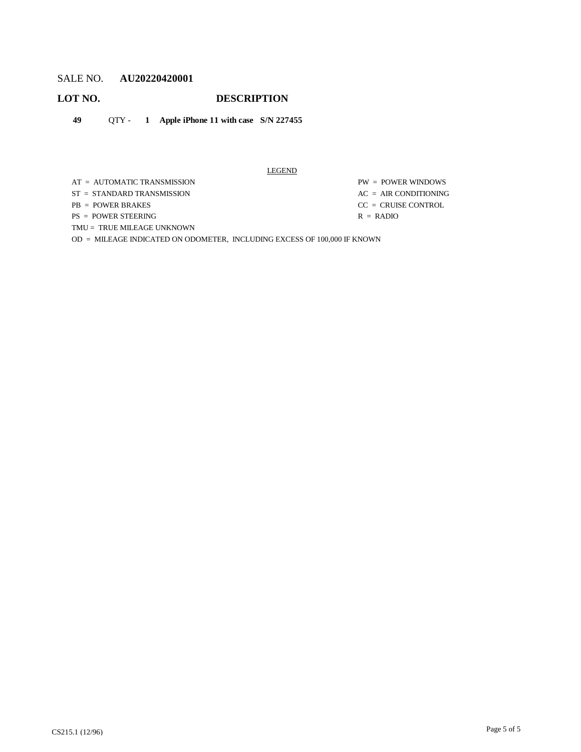SALE NO. **AU20220420001**

| LOT NO. | DESCRIPTION |
| --- | --- |
| **49** | QTY - **1** **Apple iPhone 11 with case S/N 227455** |

LEGEND

AT = AUTOMATIC TRANSMISSION

ST = STANDARD TRANSMISSION

PB = POWER BRAKES

PS = POWER STEERING

TMU = TRUE MILEAGE UNKNOWN

OD = MILEAGE INDICATED ON ODOMETER, INCLUDING EXCESS OF 100,000 IF KNOWN

PW = POWER WINDOWS

AC = AIR CONDITIONING

CC = CRUISE CONTROL

R = RADIO

CS215.1 (12/96)